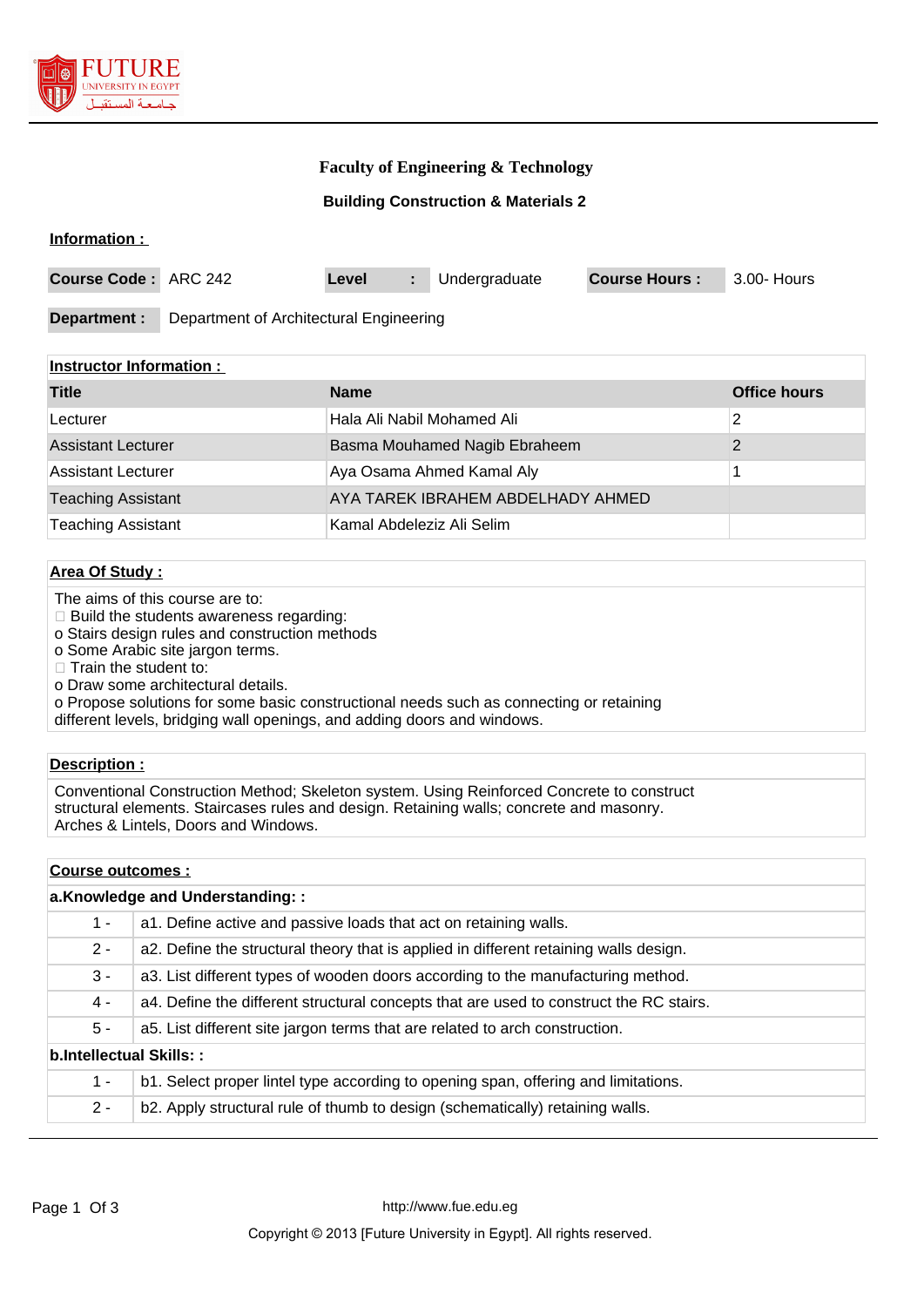**Faculty of Engineering & Technology**

**Building Construction & Materials 2**

**Information :**

| **Course Code :** | ARC 242 | **Level** | **:** | Undergraduate | **Course Hours :** | 3.00- Hours |
|---|---|---|---|---|---|---|

| **Department :** | Department of Architectural Engineering |
|---|---|

**Instructor Information :**

| Title | Name | Office hours |
|---|---|---|
| Lecturer | Hala Ali Nabil Mohamed Ali | 2 |
| Assistant Lecturer | Basma Mouhamed Nagib Ebraheem | 2 |
| Assistant Lecturer | Aya Osama Ahmed Kamal Aly | 1 |
| Teaching Assistant | AYA TAREK IBRAHEM ABDELHADY AHMED | |
| Teaching Assistant | Kamal Abdeleziz Ali Selim | |

**Area Of Study :**

The aims of this course are to:
 Build the students awareness regarding:
o Stairs design rules and construction methods
o Some Arabic site jargon terms.
 Train the student to:
o Draw some architectural details.
o Propose solutions for some basic constructional needs such as connecting or retaining different levels, bridging wall openings, and adding doors and windows.

**Description :**

Conventional Construction Method; Skeleton system. Using Reinforced Concrete to construct structural elements. Staircases rules and design. Retaining walls; concrete and masonry. Arches & Lintels, Doors and Windows.

**Course outcomes :**

**a.Knowledge and Understanding: :**

| | |
|---|---|
| 1 - | a1. Define active and passive loads that act on retaining walls. |
| 2 - | a2. Define the structural theory that is applied in different retaining walls design. |
| 3 - | a3. List different types of wooden doors according to the manufacturing method. |
| 4 - | a4. Define the different structural concepts that are used to construct the RC stairs. |
| 5 - | a5. List different site jargon terms that are related to arch construction. |

**b.Intellectual Skills: :**

| | |
|---|---|
| 1 - | b1. Select proper lintel type according to opening span, offering and limitations. |
| 2 - | b2. Apply structural rule of thumb to design (schematically) retaining walls. |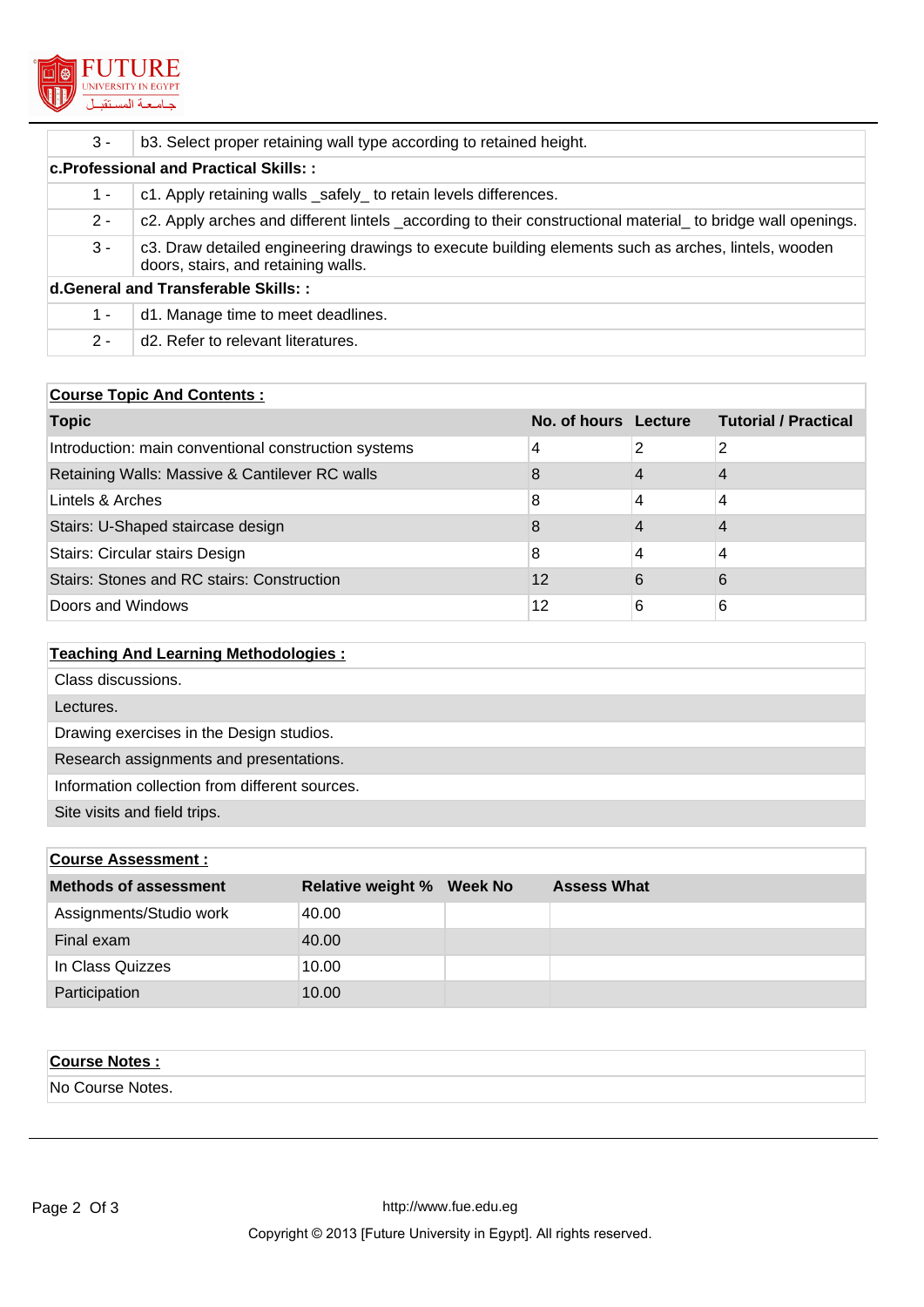| | |
|---|---|
| 3 - | b3. Select proper retaining wall type according to retained height. |
| **c.Professional and Practical Skills: :** | |
| 1 - | c1. Apply retaining walls _safely_ to retain levels differences. |
| 2 - | c2. Apply arches and different lintels _according to their constructional material_ to bridge wall openings. |
| 3 - | c3. Draw detailed engineering drawings to execute building elements such as arches, lintels, wooden doors, stairs, and retaining walls. |
| **d.General and Transferable Skills: :** | |
| 1 - | d1. Manage time to meet deadlines. |
| 2 - | d2. Refer to relevant literatures. |

**Course Topic And Contents :**

| Topic | No. of hours | Lecture | Tutorial / Practical |
|---|---|---|---|
| Introduction: main conventional construction systems | 4 | 2 | 2 |
| Retaining Walls: Massive & Cantilever RC walls | 8 | 4 | 4 |
| Lintels & Arches | 8 | 4 | 4 |
| Stairs: U-Shaped staircase design | 8 | 4 | 4 |
| Stairs: Circular stairs Design | 8 | 4 | 4 |
| Stairs: Stones and RC stairs: Construction | 12 | 6 | 6 |
| Doors and Windows | 12 | 6 | 6 |

**Teaching And Learning Methodologies :**

- Class discussions.
- Lectures.
- Drawing exercises in the Design studios.
- Research assignments and presentations.
- Information collection from different sources.
- Site visits and field trips.

**Course Assessment :**

| Methods of assessment | Relative weight % | Week No | Assess What |
|---|---|---|---|
| Assignments/Studio work | 40.00 | | |
| Final exam | 40.00 | | |
| In Class Quizzes | 10.00 | | |
| Participation | 10.00 | | |

**Course Notes :**

No Course Notes.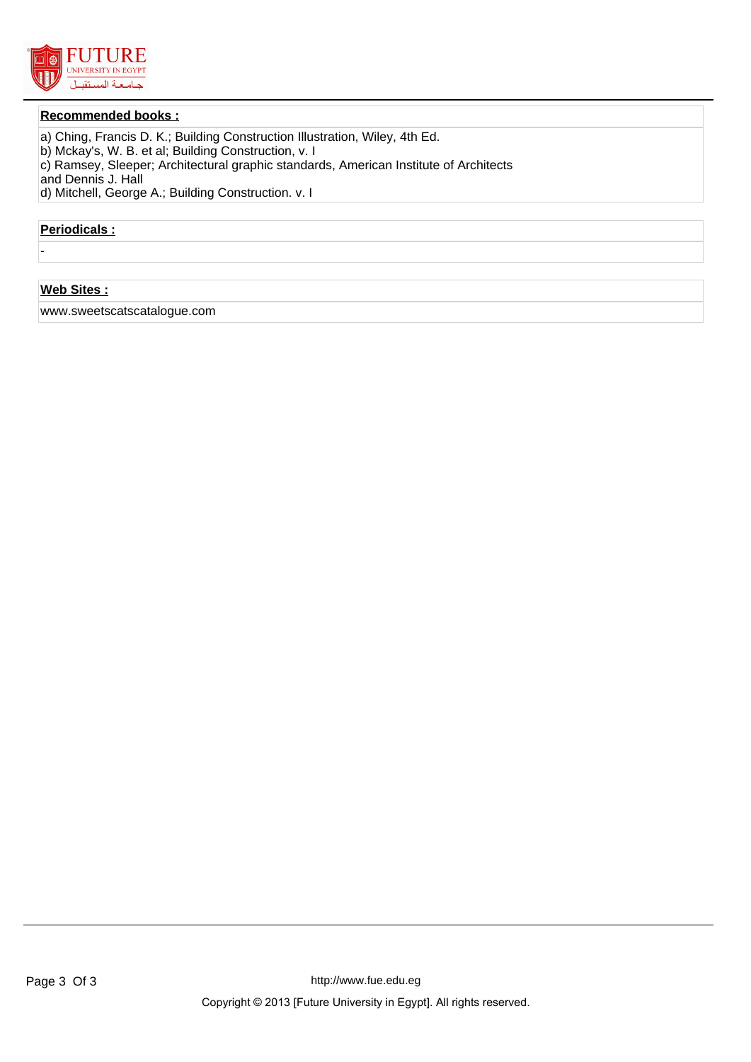**Recommended books :**

a) Ching, Francis D. K.; Building Construction Illustration, Wiley, 4th Ed.
b) Mckay's, W. B. et al; Building Construction, v. I
c) Ramsey, Sleeper; Architectural graphic standards, American Institute of Architects and Dennis J. Hall
d) Mitchell, George A.; Building Construction. v. I

**Periodicals :**

-

**Web Sites :**

www.sweetscatscatalogue.com